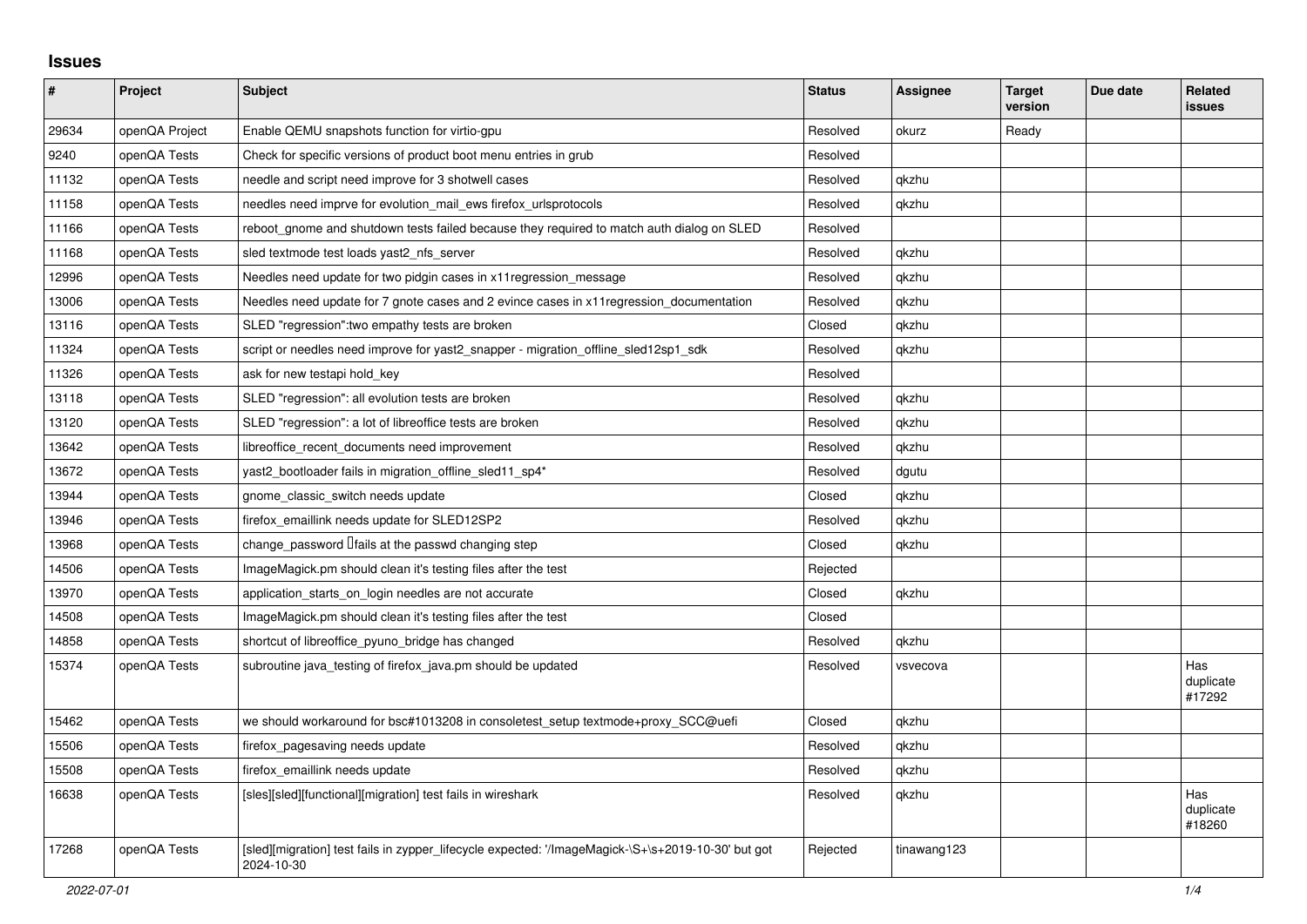# Issues

| # | Project | Subject | Status | Assignee | Target version | Due date | Related issues |
|---|---|---|---|---|---|---|---|
| 29634 | openQA Project | Enable QEMU snapshots function for virtio-gpu | Resolved | okurz | Ready | | |
| 9240 | openQA Tests | Check for specific versions of product boot menu entries in grub | Resolved | | | | |
| 11132 | openQA Tests | needle and script need improve for 3 shotwell cases | Resolved | qkzhu | | | |
| 11158 | openQA Tests | needles need imprve for evolution_mail_ews firefox_urlsprotocols | Resolved | qkzhu | | | |
| 11166 | openQA Tests | reboot_gnome and shutdown tests failed because they required to match auth dialog on SLED | Resolved | | | | |
| 11168 | openQA Tests | sled textmode test loads yast2_nfs_server | Resolved | qkzhu | | | |
| 12996 | openQA Tests | Needles need update for two pidgin cases in x11regression_message | Resolved | qkzhu | | | |
| 13006 | openQA Tests | Needles need update for 7 gnote cases and 2 evince cases in x11regression_documentation | Resolved | qkzhu | | | |
| 13116 | openQA Tests | SLED "regression":two empathy tests are broken | Closed | qkzhu | | | |
| 11324 | openQA Tests | script or needles need improve for yast2_snapper - migration_offline_sled12sp1_sdk | Resolved | qkzhu | | | |
| 11326 | openQA Tests | ask for new testapi hold_key | Resolved | | | | |
| 13118 | openQA Tests | SLED "regression": all evolution tests are broken | Resolved | qkzhu | | | |
| 13120 | openQA Tests | SLED "regression": a lot of libreoffice tests are broken | Resolved | qkzhu | | | |
| 13642 | openQA Tests | libreoffice_recent_documents need improvement | Resolved | qkzhu | | | |
| 13672 | openQA Tests | yast2_bootloader fails in migration_offline_sled11_sp4* | Resolved | dgutu | | | |
| 13944 | openQA Tests | gnome_classic_switch needs update | Closed | qkzhu | | | |
| 13946 | openQA Tests | firefox_emaillink needs update for SLED12SP2 | Resolved | qkzhu | | | |
| 13968 | openQA Tests | change_password fails at the passwd changing step | Closed | qkzhu | | | |
| 14506 | openQA Tests | ImageMagick.pm should clean it's testing files after the test | Rejected | | | | |
| 13970 | openQA Tests | application_starts_on_login needles are not accurate | Closed | qkzhu | | | |
| 14508 | openQA Tests | ImageMagick.pm should clean it's testing files after the test | Closed | | | | |
| 14858 | openQA Tests | shortcut of libreoffice_pyuno_bridge has changed | Resolved | qkzhu | | | |
| 15374 | openQA Tests | subroutine java_testing of firefox_java.pm should be updated | Resolved | vsvecova | | | Has duplicate #17292 |
| 15462 | openQA Tests | we should workaround for bsc#1013208 in consoletest_setup textmode+proxy_SCC@uefi | Closed | qkzhu | | | |
| 15506 | openQA Tests | firefox_pagesaving needs update | Resolved | qkzhu | | | |
| 15508 | openQA Tests | firefox_emaillink needs update | Resolved | qkzhu | | | |
| 16638 | openQA Tests | [sles][sled][functional][migration] test fails in wireshark | Resolved | qkzhu | | | Has duplicate #18260 |
| 17268 | openQA Tests | [sled][migration] test fails in zypper_lifecycle expected: '/ImageMagick-\S+\s+2019-10-30' but got 2024-10-30 | Rejected | tinawang123 | | | |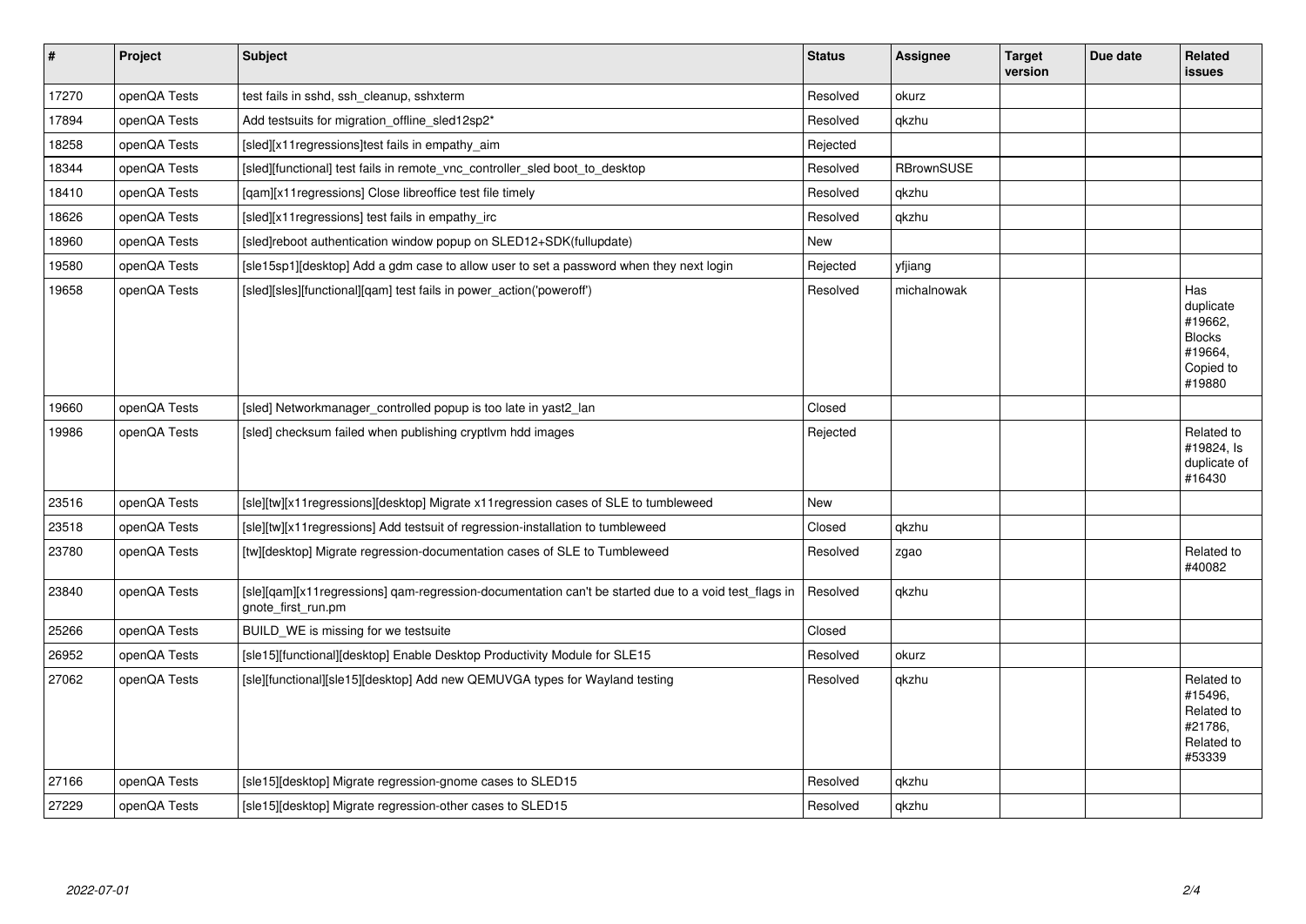| # | Project | Subject | Status | Assignee | Target version | Due date | Related issues |
|---|---|---|---|---|---|---|---|
| 17270 | openQA Tests | test fails in sshd, ssh_cleanup, sshxterm | Resolved | okurz | | | |
| 17894 | openQA Tests | Add testsuits for migration_offline_sled12sp2* | Resolved | qkzhu | | | |
| 18258 | openQA Tests | [sled][x11regressions]test fails in empathy_aim | Rejected | | | | |
| 18344 | openQA Tests | [sled][functional] test fails in remote_vnc_controller_sled boot_to_desktop | Resolved | RBrownSUSE | | | |
| 18410 | openQA Tests | [qam][x11regressions] Close libreoffice test file timely | Resolved | qkzhu | | | |
| 18626 | openQA Tests | [sled][x11regressions] test fails in empathy_irc | Resolved | qkzhu | | | |
| 18960 | openQA Tests | [sled]reboot authentication window popup on SLED12+SDK(fullupdate) | New | | | | |
| 19580 | openQA Tests | [sle15sp1][desktop] Add a gdm case to allow user to set a password when they next login | Rejected | yfjiang | | | |
| 19658 | openQA Tests | [sled][sles][functional][qam] test fails in power_action('poweroff') | Resolved | michalnowak | | | Has duplicate #19662, Blocks #19664, Copied to #19880 |
| 19660 | openQA Tests | [sled] Networkmanager_controlled popup is too late in yast2_lan | Closed | | | | |
| 19986 | openQA Tests | [sled] checksum failed when publishing cryptlvm hdd images | Rejected | | | | Related to #19824, Is duplicate of #16430 |
| 23516 | openQA Tests | [sle][tw][x11regressions][desktop] Migrate x11regression cases of SLE to tumbleweed | New | | | | |
| 23518 | openQA Tests | [sle][tw][x11regressions] Add testsuit of regression-installation to tumbleweed | Closed | qkzhu | | | |
| 23780 | openQA Tests | [tw][desktop] Migrate regression-documentation cases of SLE to Tumbleweed | Resolved | zgao | | | Related to #40082 |
| 23840 | openQA Tests | [sle][qam][x11regressions] qam-regression-documentation can't be started due to a void test_flags in gnote_first_run.pm | Resolved | qkzhu | | | |
| 25266 | openQA Tests | BUILD_WE is missing for we testsuite | Closed | | | | |
| 26952 | openQA Tests | [sle15][functional][desktop] Enable Desktop Productivity Module for SLE15 | Resolved | okurz | | | |
| 27062 | openQA Tests | [sle][functional][sle15][desktop] Add new QEMUVGA types for Wayland testing | Resolved | qkzhu | | | Related to #15496, Related to #21786, Related to #53339 |
| 27166 | openQA Tests | [sle15][desktop] Migrate regression-gnome cases to SLED15 | Resolved | qkzhu | | | |
| 27229 | openQA Tests | [sle15][desktop] Migrate regression-other cases to SLED15 | Resolved | qkzhu | | | |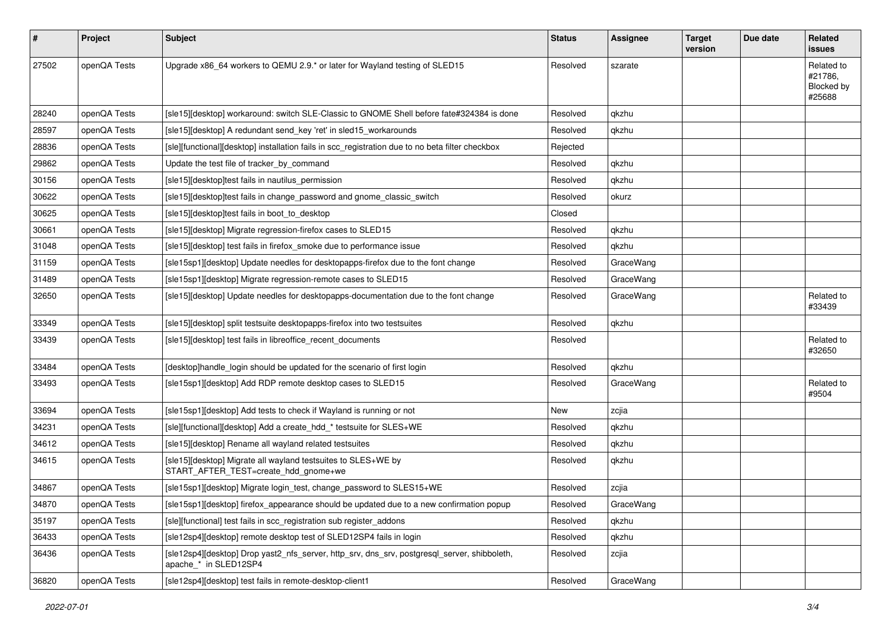| # | Project | Subject | Status | Assignee | Target version | Due date | Related issues |
|---|---|---|---|---|---|---|---|
| 27502 | openQA Tests | Upgrade x86_64 workers to QEMU 2.9.* or later for Wayland testing of SLED15 | Resolved | szarate | | | Related to #21786, Blocked by #25688 |
| 28240 | openQA Tests | [sle15][desktop] workaround: switch SLE-Classic to GNOME Shell before fate#324384 is done | Resolved | qkzhu | | | |
| 28597 | openQA Tests | [sle15][desktop] A redundant send_key 'ret' in sled15_workarounds | Resolved | qkzhu | | | |
| 28836 | openQA Tests | [sle][functional][desktop] installation fails in scc_registration due to no beta filter checkbox | Rejected | | | | |
| 29862 | openQA Tests | Update the test file of tracker_by_command | Resolved | qkzhu | | | |
| 30156 | openQA Tests | [sle15][desktop]test fails in nautilus_permission | Resolved | qkzhu | | | |
| 30622 | openQA Tests | [sle15][desktop]test fails in change_password and gnome_classic_switch | Resolved | okurz | | | |
| 30625 | openQA Tests | [sle15][desktop]test fails in boot_to_desktop | Closed | | | | |
| 30661 | openQA Tests | [sle15][desktop] Migrate regression-firefox cases to SLED15 | Resolved | qkzhu | | | |
| 31048 | openQA Tests | [sle15][desktop] test fails in firefox_smoke due to performance issue | Resolved | qkzhu | | | |
| 31159 | openQA Tests | [sle15sp1][desktop] Update needles for desktopapps-firefox due to the font change | Resolved | GraceWang | | | |
| 31489 | openQA Tests | [sle15sp1][desktop] Migrate regression-remote cases to SLED15 | Resolved | GraceWang | | | |
| 32650 | openQA Tests | [sle15][desktop] Update needles for desktopapps-documentation due to the font change | Resolved | GraceWang | | | Related to #33439 |
| 33349 | openQA Tests | [sle15][desktop] split testsuite desktopapps-firefox into two testsuites | Resolved | qkzhu | | | |
| 33439 | openQA Tests | [sle15][desktop] test fails in libreoffice_recent_documents | Resolved | | | | Related to #32650 |
| 33484 | openQA Tests | [desktop]handle_login should be updated for the scenario of first login | Resolved | qkzhu | | | |
| 33493 | openQA Tests | [sle15sp1][desktop] Add RDP remote desktop cases to SLED15 | Resolved | GraceWang | | | Related to #9504 |
| 33694 | openQA Tests | [sle15sp1][desktop] Add tests to check if Wayland is running or not | New | zcjia | | | |
| 34231 | openQA Tests | [sle][functional][desktop] Add a create_hdd_* testsuite for SLES+WE | Resolved | qkzhu | | | |
| 34612 | openQA Tests | [sle15][desktop] Rename all wayland related testsuites | Resolved | qkzhu | | | |
| 34615 | openQA Tests | [sle15][desktop] Migrate all wayland testsuites to SLES+WE by START_AFTER_TEST=create_hdd_gnome+we | Resolved | qkzhu | | | |
| 34867 | openQA Tests | [sle15sp1][desktop] Migrate login_test, change_password to SLES15+WE | Resolved | zcjia | | | |
| 34870 | openQA Tests | [sle15sp1][desktop] firefox_appearance should be updated due to a new confirmation popup | Resolved | GraceWang | | | |
| 35197 | openQA Tests | [sle][functional] test fails in scc_registration sub register_addons | Resolved | qkzhu | | | |
| 36433 | openQA Tests | [sle12sp4][desktop] remote desktop test of SLED12SP4 fails in login | Resolved | qkzhu | | | |
| 36436 | openQA Tests | [sle12sp4][desktop] Drop yast2_nfs_server, http_srv, dns_srv, postgresql_server, shibboleth, apache_* in SLED12SP4 | Resolved | zcjia | | | |
| 36820 | openQA Tests | [sle12sp4][desktop] test fails in remote-desktop-client1 | Resolved | GraceWang | | | |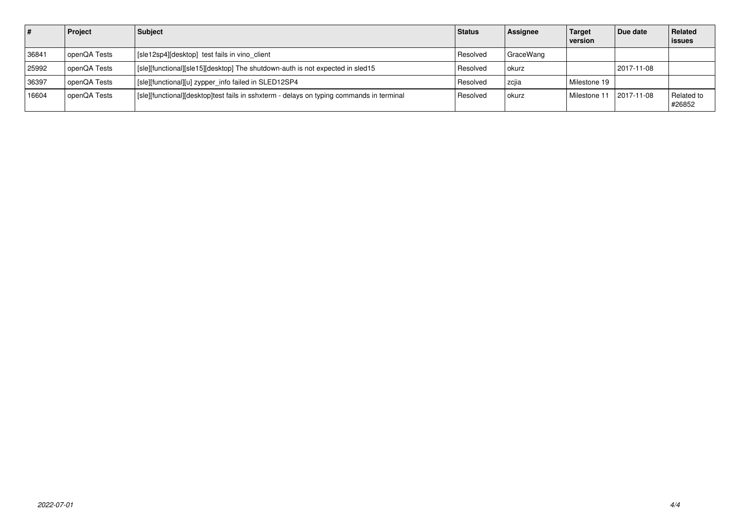| # | Project | Subject | Status | Assignee | Target version | Due date | Related issues |
|---|---|---|---|---|---|---|---|
| 36841 | openQA Tests | [sle12sp4][desktop]  test fails in vino_client | Resolved | GraceWang | | | |
| 25992 | openQA Tests | [sle][functional][sle15][desktop] The shutdown-auth is not expected in sled15 | Resolved | okurz | | 2017-11-08 | |
| 36397 | openQA Tests | [sle][functional][u] zypper_info failed in SLED12SP4 | Resolved | zcjia | Milestone 19 | | |
| 16604 | openQA Tests | [sle][functional][desktop]test fails in sshxterm - delays on typing commands in terminal | Resolved | okurz | Milestone 11 | 2017-11-08 | Related to #26852 |

*2022-07-01*